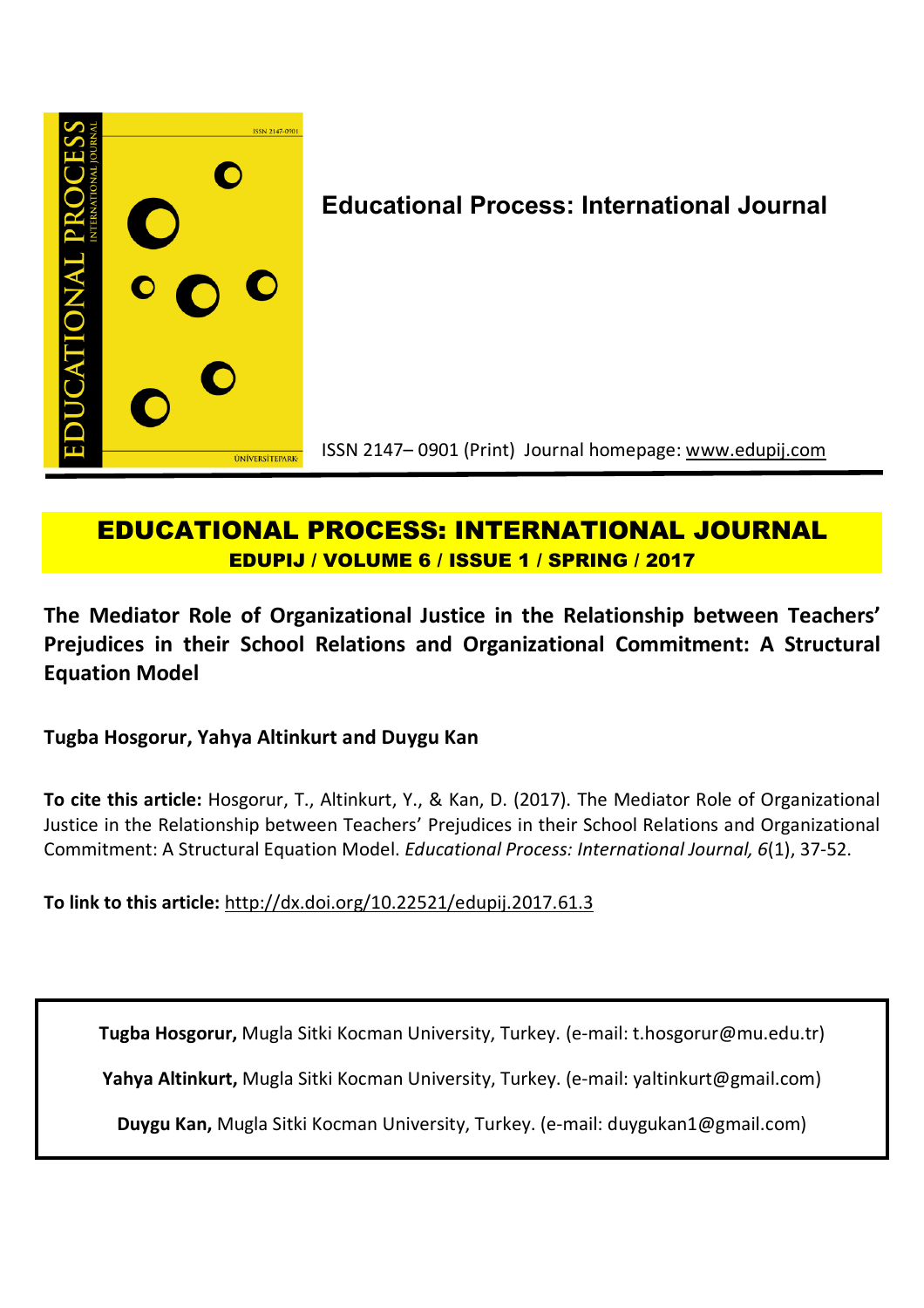**Educational Process: International Journal**

ISSN 2147– 0901 (Print) Journal homepage: www.edupij.com

# EDUCATIONAL PROCESS: INTERNATIONAL JOURNAL

**EDUPIJ / VOLUME 6 / ISSUE 1 / SPRING / 2017**

## The Mediator Role of Organizational Justice in the Relationship between Teachers' Prejudices in their School Relations and Organizational Commitment: A Structural Equation Model

**Tugba Hosgorur, Yahya Altinkurt and Duygu Kan**

**To cite this article:** Hosgorur, T., Altinkurt, Y., & Kan, D. (2017). The Mediator Role of Organizational Justice in the Relationship between Teachers' Prejudices in their School Relations and Organizational Commitment: A Structural Equation Model. *Educational Process: International Journal, 6*(1), 37-52.

**To link to this article:** http://dx.doi.org/10.22521/edupij.2017.61.3

**Tugba Hosgorur,** Mugla Sitki Kocman University, Turkey. (e-mail: t.hosgorur@mu.edu.tr)

**Yahya Altinkurt,** Mugla Sitki Kocman University, Turkey. (e-mail: yaltinkurt@gmail.com)

**Duygu Kan,** Mugla Sitki Kocman University, Turkey. (e-mail: duygukan1@gmail.com)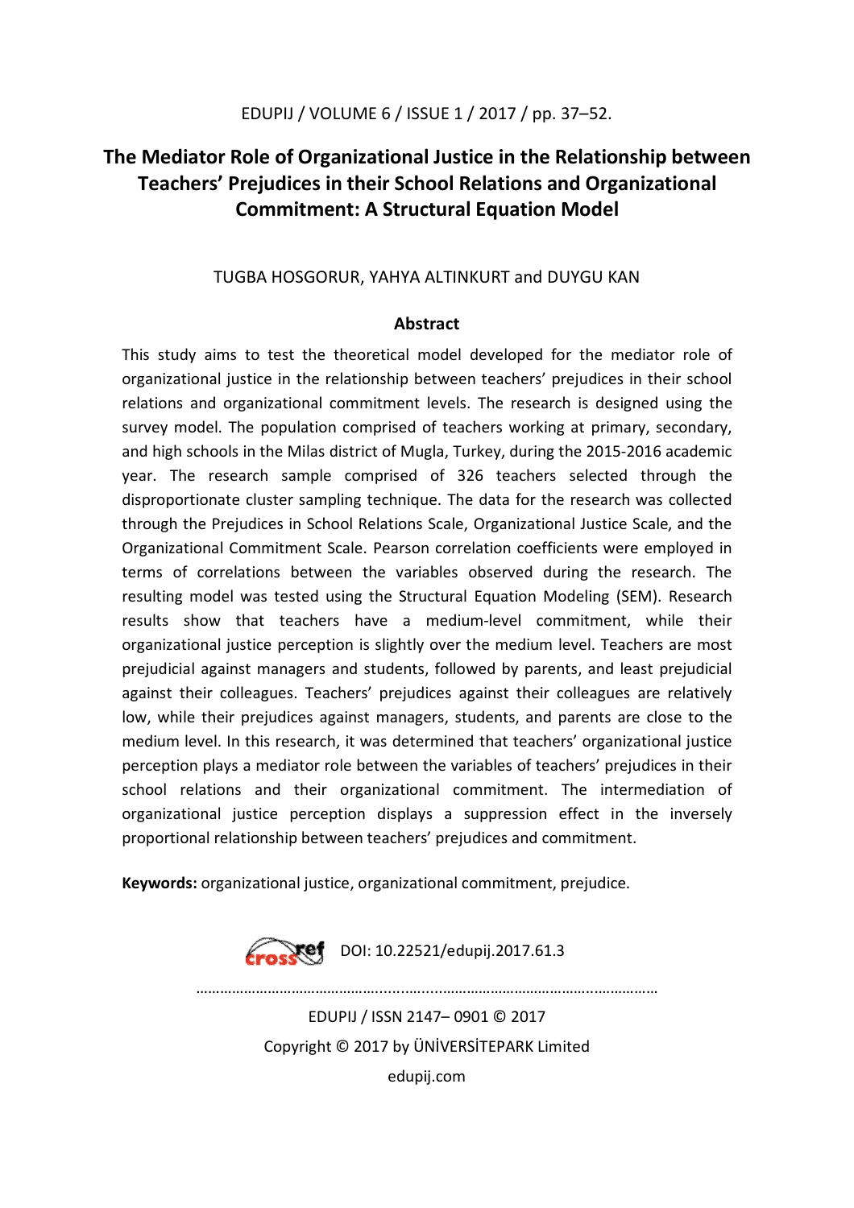# The Mediator Role of Organizational Justice in the Relationship between Teachers' Prejudices in their School Relations and Organizational Commitment: A Structural Equation Model

TUGBA HOSGORUR, YAHYA ALTINKURT and DUYGU KAN

## Abstract

This study aims to test the theoretical model developed for the mediator role of organizational justice in the relationship between teachers' prejudices in their school relations and organizational commitment levels. The research is designed using the survey model. The population comprised of teachers working at primary, secondary, and high schools in the Milas district of Mugla, Turkey, during the 2015-2016 academic year. The research sample comprised of 326 teachers selected through the disproportionate cluster sampling technique. The data for the research was collected through the Prejudices in School Relations Scale, Organizational Justice Scale, and the Organizational Commitment Scale. Pearson correlation coefficients were employed in terms of correlations between the variables observed during the research. The resulting model was tested using the Structural Equation Modeling (SEM). Research results show that teachers have a medium-level commitment, while their organizational justice perception is slightly over the medium level. Teachers are most prejudicial against managers and students, followed by parents, and least prejudicial against their colleagues. Teachers' prejudices against their colleagues are relatively low, while their prejudices against managers, students, and parents are close to the medium level. In this research, it was determined that teachers' organizational justice perception plays a mediator role between the variables of teachers' prejudices in their school relations and their organizational commitment. The intermediation of organizational justice perception displays a suppression effect in the inversely proportional relationship between teachers' prejudices and commitment.

**Keywords:** organizational justice, organizational commitment, prejudice.

DOI: 10.22521/edupij.2017.61.3

EDUPIJ / ISSN 2147– 0901 © 2017
Copyright © 2017 by ÜNİVERSİTEPARK Limited
edupij.com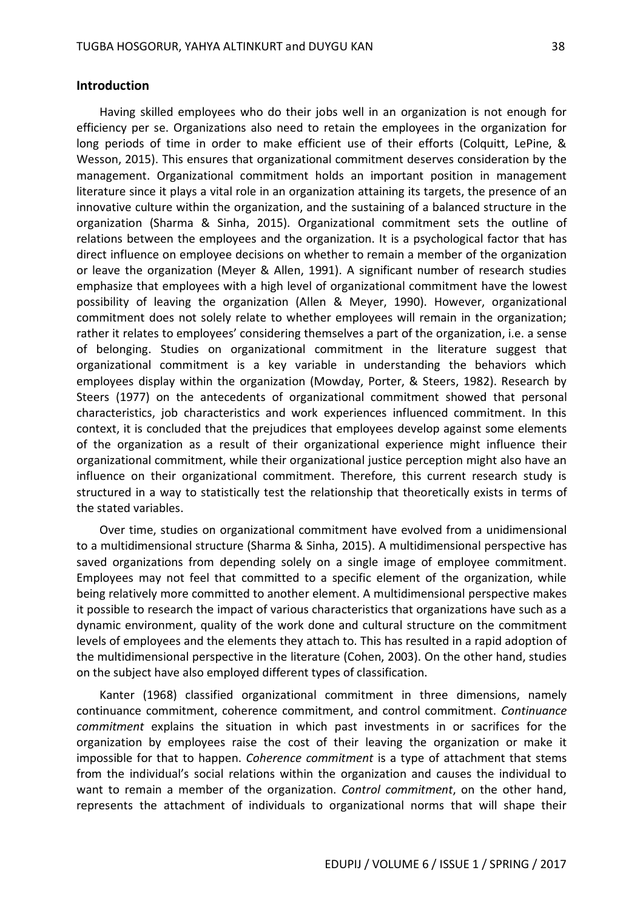## Introduction

Having skilled employees who do their jobs well in an organization is not enough for efficiency per se. Organizations also need to retain the employees in the organization for long periods of time in order to make efficient use of their efforts (Colquitt, LePine, & Wesson, 2015). This ensures that organizational commitment deserves consideration by the management. Organizational commitment holds an important position in management literature since it plays a vital role in an organization attaining its targets, the presence of an innovative culture within the organization, and the sustaining of a balanced structure in the organization (Sharma & Sinha, 2015). Organizational commitment sets the outline of relations between the employees and the organization. It is a psychological factor that has direct influence on employee decisions on whether to remain a member of the organization or leave the organization (Meyer & Allen, 1991). A significant number of research studies emphasize that employees with a high level of organizational commitment have the lowest possibility of leaving the organization (Allen & Meyer, 1990). However, organizational commitment does not solely relate to whether employees will remain in the organization; rather it relates to employees' considering themselves a part of the organization, i.e. a sense of belonging. Studies on organizational commitment in the literature suggest that organizational commitment is a key variable in understanding the behaviors which employees display within the organization (Mowday, Porter, & Steers, 1982). Research by Steers (1977) on the antecedents of organizational commitment showed that personal characteristics, job characteristics and work experiences influenced commitment. In this context, it is concluded that the prejudices that employees develop against some elements of the organization as a result of their organizational experience might influence their organizational commitment, while their organizational justice perception might also have an influence on their organizational commitment. Therefore, this current research study is structured in a way to statistically test the relationship that theoretically exists in terms of the stated variables.

Over time, studies on organizational commitment have evolved from a unidimensional to a multidimensional structure (Sharma & Sinha, 2015). A multidimensional perspective has saved organizations from depending solely on a single image of employee commitment. Employees may not feel that committed to a specific element of the organization, while being relatively more committed to another element. A multidimensional perspective makes it possible to research the impact of various characteristics that organizations have such as a dynamic environment, quality of the work done and cultural structure on the commitment levels of employees and the elements they attach to. This has resulted in a rapid adoption of the multidimensional perspective in the literature (Cohen, 2003). On the other hand, studies on the subject have also employed different types of classification.

Kanter (1968) classified organizational commitment in three dimensions, namely continuance commitment, coherence commitment, and control commitment. *Continuance commitment* explains the situation in which past investments in or sacrifices for the organization by employees raise the cost of their leaving the organization or make it impossible for that to happen. *Coherence commitment* is a type of attachment that stems from the individual's social relations within the organization and causes the individual to want to remain a member of the organization. *Control commitment*, on the other hand, represents the attachment of individuals to organizational norms that will shape their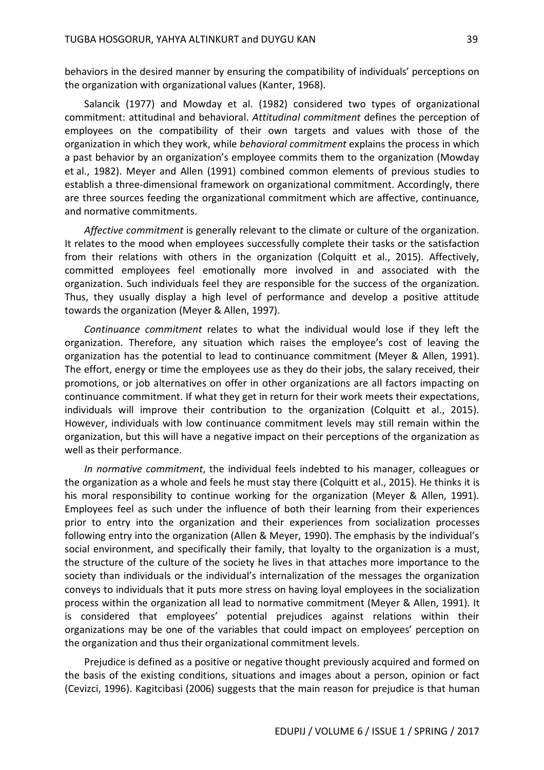behaviors in the desired manner by ensuring the compatibility of individuals' perceptions on the organization with organizational values (Kanter, 1968).

Salancik (1977) and Mowday et al. (1982) considered two types of organizational commitment: attitudinal and behavioral. *Attitudinal commitment* defines the perception of employees on the compatibility of their own targets and values with those of the organization in which they work, while *behavioral commitment* explains the process in which a past behavior by an organization's employee commits them to the organization (Mowday et al., 1982). Meyer and Allen (1991) combined common elements of previous studies to establish a three-dimensional framework on organizational commitment. Accordingly, there are three sources feeding the organizational commitment which are affective, continuance, and normative commitments.

*Affective commitment* is generally relevant to the climate or culture of the organization. It relates to the mood when employees successfully complete their tasks or the satisfaction from their relations with others in the organization (Colquitt et al., 2015). Affectively, committed employees feel emotionally more involved in and associated with the organization. Such individuals feel they are responsible for the success of the organization. Thus, they usually display a high level of performance and develop a positive attitude towards the organization (Meyer & Allen, 1997).

*Continuance commitment* relates to what the individual would lose if they left the organization. Therefore, any situation which raises the employee's cost of leaving the organization has the potential to lead to continuance commitment (Meyer & Allen, 1991). The effort, energy or time the employees use as they do their jobs, the salary received, their promotions, or job alternatives on offer in other organizations are all factors impacting on continuance commitment. If what they get in return for their work meets their expectations, individuals will improve their contribution to the organization (Colquitt et al., 2015). However, individuals with low continuance commitment levels may still remain within the organization, but this will have a negative impact on their perceptions of the organization as well as their performance.

*In normative commitment*, the individual feels indebted to his manager, colleagues or the organization as a whole and feels he must stay there (Colquitt et al., 2015). He thinks it is his moral responsibility to continue working for the organization (Meyer & Allen, 1991). Employees feel as such under the influence of both their learning from their experiences prior to entry into the organization and their experiences from socialization processes following entry into the organization (Allen & Meyer, 1990). The emphasis by the individual's social environment, and specifically their family, that loyalty to the organization is a must, the structure of the culture of the society he lives in that attaches more importance to the society than individuals or the individual's internalization of the messages the organization conveys to individuals that it puts more stress on having loyal employees in the socialization process within the organization all lead to normative commitment (Meyer & Allen, 1991). It is considered that employees' potential prejudices against relations within their organizations may be one of the variables that could impact on employees' perception on the organization and thus their organizational commitment levels.

Prejudice is defined as a positive or negative thought previously acquired and formed on the basis of the existing conditions, situations and images about a person, opinion or fact (Cevizci, 1996). Kagitcibasi (2006) suggests that the main reason for prejudice is that human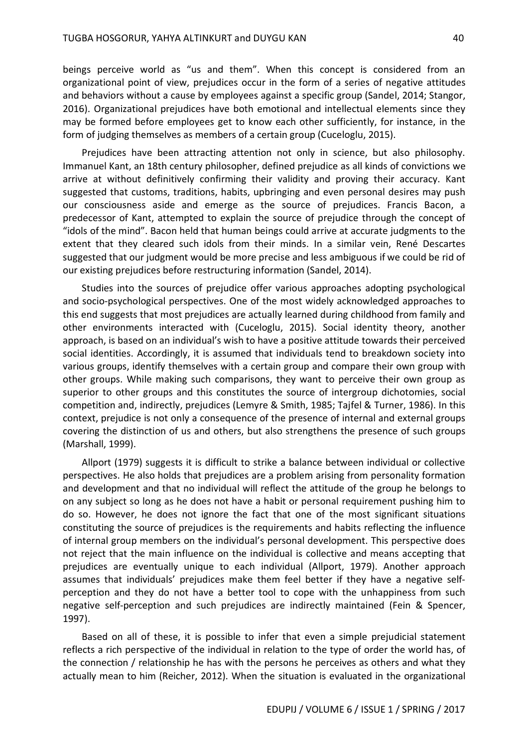beings perceive world as "us and them". When this concept is considered from an organizational point of view, prejudices occur in the form of a series of negative attitudes and behaviors without a cause by employees against a specific group (Sandel, 2014; Stangor, 2016). Organizational prejudices have both emotional and intellectual elements since they may be formed before employees get to know each other sufficiently, for instance, in the form of judging themselves as members of a certain group (Cuceloglu, 2015).

Prejudices have been attracting attention not only in science, but also philosophy. Immanuel Kant, an 18th century philosopher, defined prejudice as all kinds of convictions we arrive at without definitively confirming their validity and proving their accuracy. Kant suggested that customs, traditions, habits, upbringing and even personal desires may push our consciousness aside and emerge as the source of prejudices. Francis Bacon, a predecessor of Kant, attempted to explain the source of prejudice through the concept of "idols of the mind". Bacon held that human beings could arrive at accurate judgments to the extent that they cleared such idols from their minds. In a similar vein, René Descartes suggested that our judgment would be more precise and less ambiguous if we could be rid of our existing prejudices before restructuring information (Sandel, 2014).

Studies into the sources of prejudice offer various approaches adopting psychological and socio-psychological perspectives. One of the most widely acknowledged approaches to this end suggests that most prejudices are actually learned during childhood from family and other environments interacted with (Cuceloglu, 2015). Social identity theory, another approach, is based on an individual's wish to have a positive attitude towards their perceived social identities. Accordingly, it is assumed that individuals tend to breakdown society into various groups, identify themselves with a certain group and compare their own group with other groups. While making such comparisons, they want to perceive their own group as superior to other groups and this constitutes the source of intergroup dichotomies, social competition and, indirectly, prejudices (Lemyre & Smith, 1985; Tajfel & Turner, 1986). In this context, prejudice is not only a consequence of the presence of internal and external groups covering the distinction of us and others, but also strengthens the presence of such groups (Marshall, 1999).

Allport (1979) suggests it is difficult to strike a balance between individual or collective perspectives. He also holds that prejudices are a problem arising from personality formation and development and that no individual will reflect the attitude of the group he belongs to on any subject so long as he does not have a habit or personal requirement pushing him to do so. However, he does not ignore the fact that one of the most significant situations constituting the source of prejudices is the requirements and habits reflecting the influence of internal group members on the individual's personal development. This perspective does not reject that the main influence on the individual is collective and means accepting that prejudices are eventually unique to each individual (Allport, 1979). Another approach assumes that individuals' prejudices make them feel better if they have a negative self-perception and they do not have a better tool to cope with the unhappiness from such negative self-perception and such prejudices are indirectly maintained (Fein & Spencer, 1997).

Based on all of these, it is possible to infer that even a simple prejudicial statement reflects a rich perspective of the individual in relation to the type of order the world has, of the connection / relationship he has with the persons he perceives as others and what they actually mean to him (Reicher, 2012). When the situation is evaluated in the organizational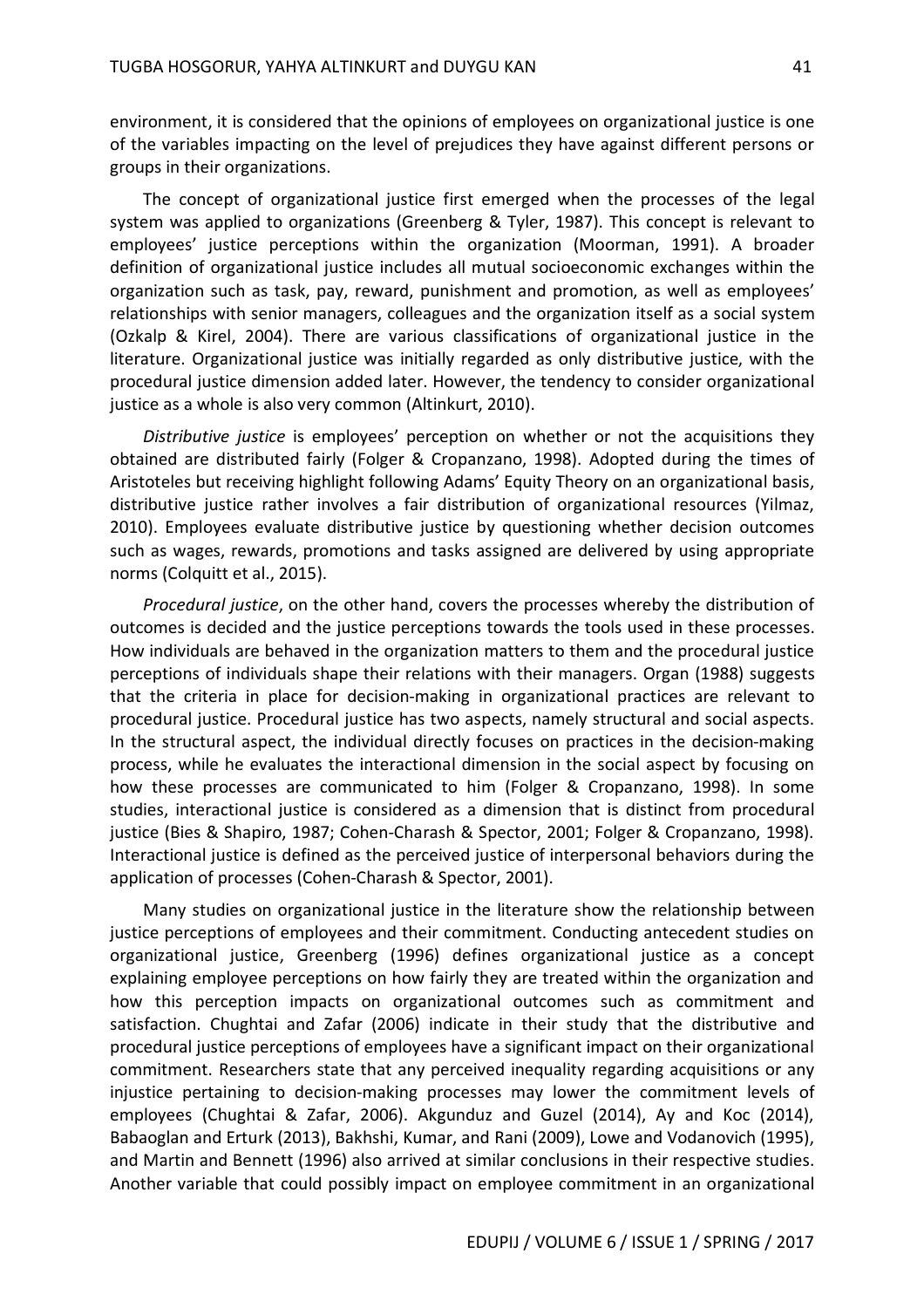environment, it is considered that the opinions of employees on organizational justice is one of the variables impacting on the level of prejudices they have against different persons or groups in their organizations.

The concept of organizational justice first emerged when the processes of the legal system was applied to organizations (Greenberg & Tyler, 1987). This concept is relevant to employees' justice perceptions within the organization (Moorman, 1991). A broader definition of organizational justice includes all mutual socioeconomic exchanges within the organization such as task, pay, reward, punishment and promotion, as well as employees' relationships with senior managers, colleagues and the organization itself as a social system (Ozkalp & Kirel, 2004). There are various classifications of organizational justice in the literature. Organizational justice was initially regarded as only distributive justice, with the procedural justice dimension added later. However, the tendency to consider organizational justice as a whole is also very common (Altinkurt, 2010).

*Distributive justice* is employees' perception on whether or not the acquisitions they obtained are distributed fairly (Folger & Cropanzano, 1998). Adopted during the times of Aristoteles but receiving highlight following Adams' Equity Theory on an organizational basis, distributive justice rather involves a fair distribution of organizational resources (Yilmaz, 2010). Employees evaluate distributive justice by questioning whether decision outcomes such as wages, rewards, promotions and tasks assigned are delivered by using appropriate norms (Colquitt et al., 2015).

*Procedural justice*, on the other hand, covers the processes whereby the distribution of outcomes is decided and the justice perceptions towards the tools used in these processes. How individuals are behaved in the organization matters to them and the procedural justice perceptions of individuals shape their relations with their managers. Organ (1988) suggests that the criteria in place for decision-making in organizational practices are relevant to procedural justice. Procedural justice has two aspects, namely structural and social aspects. In the structural aspect, the individual directly focuses on practices in the decision-making process, while he evaluates the interactional dimension in the social aspect by focusing on how these processes are communicated to him (Folger & Cropanzano, 1998). In some studies, interactional justice is considered as a dimension that is distinct from procedural justice (Bies & Shapiro, 1987; Cohen-Charash & Spector, 2001; Folger & Cropanzano, 1998). Interactional justice is defined as the perceived justice of interpersonal behaviors during the application of processes (Cohen-Charash & Spector, 2001).

Many studies on organizational justice in the literature show the relationship between justice perceptions of employees and their commitment. Conducting antecedent studies on organizational justice, Greenberg (1996) defines organizational justice as a concept explaining employee perceptions on how fairly they are treated within the organization and how this perception impacts on organizational outcomes such as commitment and satisfaction. Chughtai and Zafar (2006) indicate in their study that the distributive and procedural justice perceptions of employees have a significant impact on their organizational commitment. Researchers state that any perceived inequality regarding acquisitions or any injustice pertaining to decision-making processes may lower the commitment levels of employees (Chughtai & Zafar, 2006). Akgunduz and Guzel (2014), Ay and Koc (2014), Babaoglan and Erturk (2013), Bakhshi, Kumar, and Rani (2009), Lowe and Vodanovich (1995), and Martin and Bennett (1996) also arrived at similar conclusions in their respective studies. Another variable that could possibly impact on employee commitment in an organizational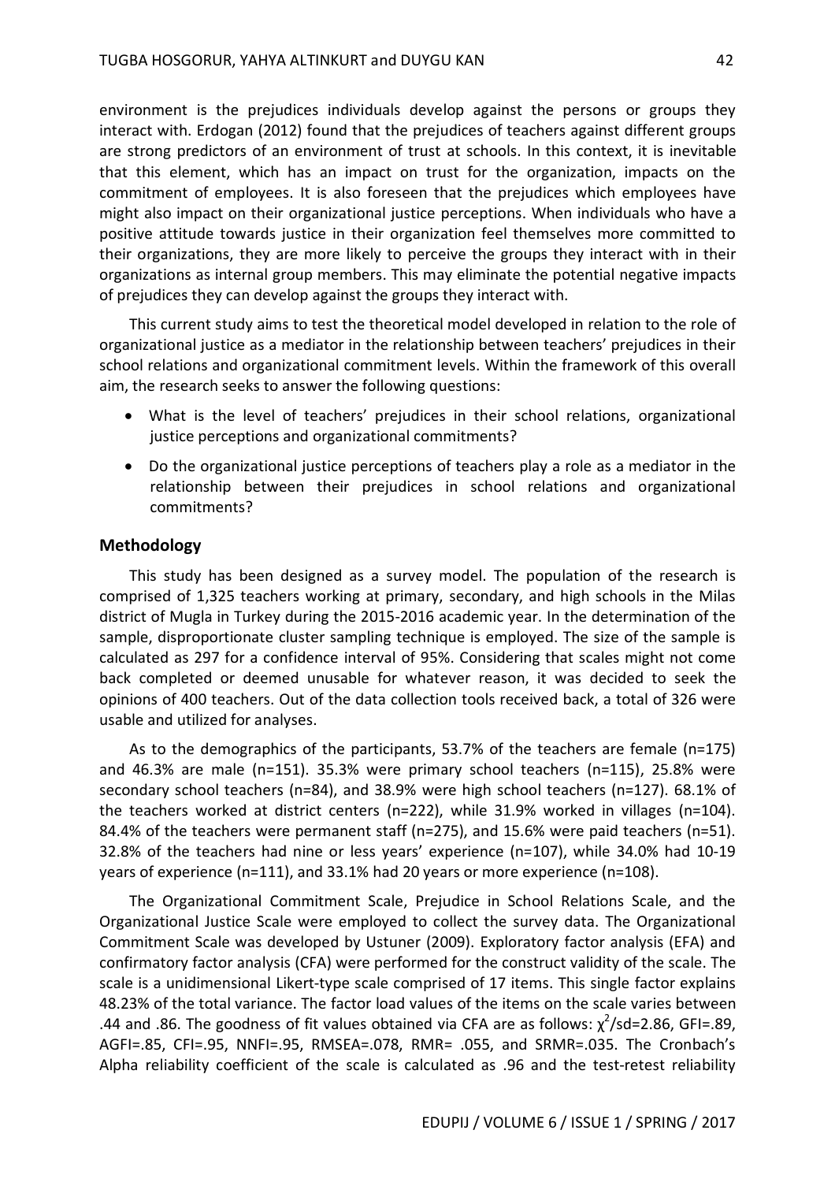environment is the prejudices individuals develop against the persons or groups they interact with. Erdogan (2012) found that the prejudices of teachers against different groups are strong predictors of an environment of trust at schools. In this context, it is inevitable that this element, which has an impact on trust for the organization, impacts on the commitment of employees. It is also foreseen that the prejudices which employees have might also impact on their organizational justice perceptions. When individuals who have a positive attitude towards justice in their organization feel themselves more committed to their organizations, they are more likely to perceive the groups they interact with in their organizations as internal group members. This may eliminate the potential negative impacts of prejudices they can develop against the groups they interact with.

This current study aims to test the theoretical model developed in relation to the role of organizational justice as a mediator in the relationship between teachers' prejudices in their school relations and organizational commitment levels. Within the framework of this overall aim, the research seeks to answer the following questions:

- What is the level of teachers' prejudices in their school relations, organizational justice perceptions and organizational commitments?
- Do the organizational justice perceptions of teachers play a role as a mediator in the relationship between their prejudices in school relations and organizational commitments?

## Methodology

This study has been designed as a survey model. The population of the research is comprised of 1,325 teachers working at primary, secondary, and high schools in the Milas district of Mugla in Turkey during the 2015-2016 academic year. In the determination of the sample, disproportionate cluster sampling technique is employed. The size of the sample is calculated as 297 for a confidence interval of 95%. Considering that scales might not come back completed or deemed unusable for whatever reason, it was decided to seek the opinions of 400 teachers. Out of the data collection tools received back, a total of 326 were usable and utilized for analyses.

As to the demographics of the participants, 53.7% of the teachers are female (n=175) and 46.3% are male (n=151). 35.3% were primary school teachers (n=115), 25.8% were secondary school teachers (n=84), and 38.9% were high school teachers (n=127). 68.1% of the teachers worked at district centers (n=222), while 31.9% worked in villages (n=104). 84.4% of the teachers were permanent staff (n=275), and 15.6% were paid teachers (n=51). 32.8% of the teachers had nine or less years' experience (n=107), while 34.0% had 10-19 years of experience (n=111), and 33.1% had 20 years or more experience (n=108).

The Organizational Commitment Scale, Prejudice in School Relations Scale, and the Organizational Justice Scale were employed to collect the survey data. The Organizational Commitment Scale was developed by Ustuner (2009). Exploratory factor analysis (EFA) and confirmatory factor analysis (CFA) were performed for the construct validity of the scale. The scale is a unidimensional Likert-type scale comprised of 17 items. This single factor explains 48.23% of the total variance. The factor load values of the items on the scale varies between .44 and .86. The goodness of fit values obtained via CFA are as follows: $\chi^2$/sd=2.86, GFI=.89, AGFI=.85, CFI=.95, NNFI=.95, RMSEA=.078, RMR= .055, and SRMR=.035. The Cronbach's Alpha reliability coefficient of the scale is calculated as .96 and the test-retest reliability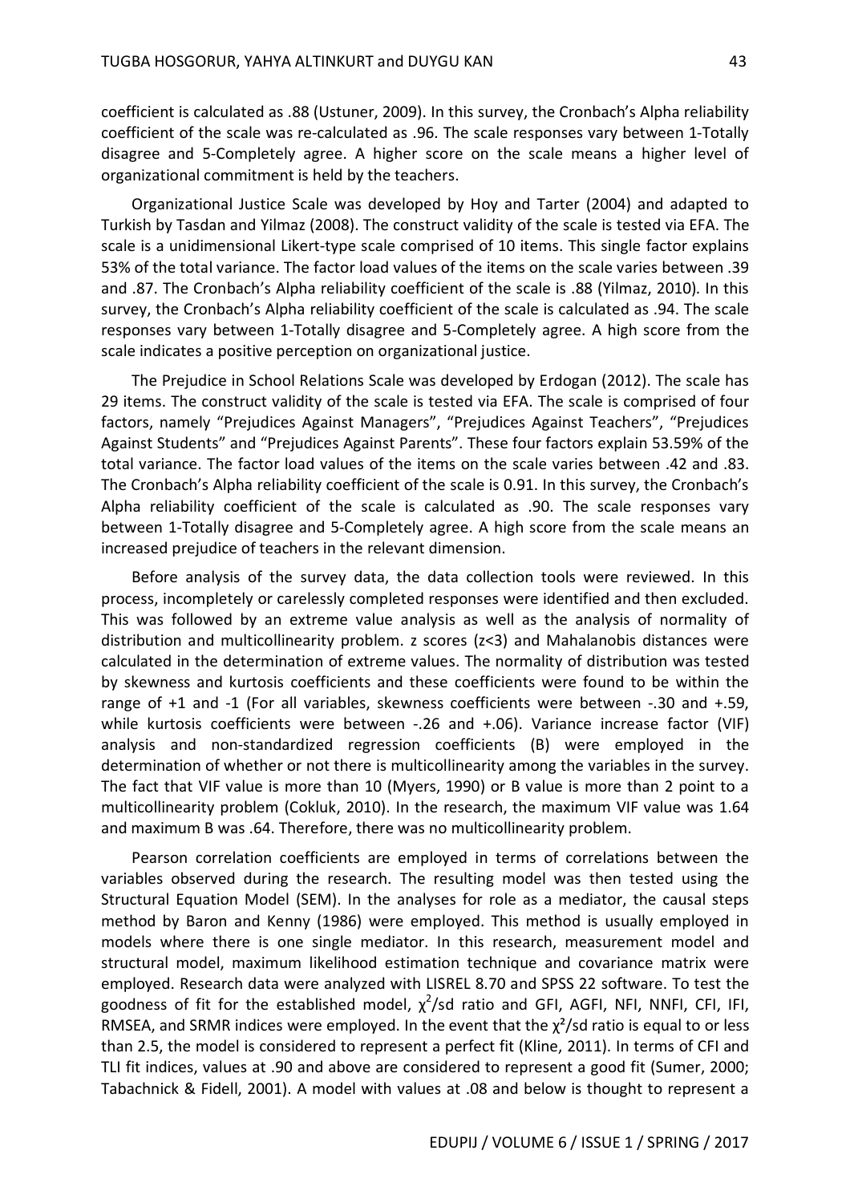coefficient is calculated as .88 (Ustuner, 2009). In this survey, the Cronbach's Alpha reliability coefficient of the scale was re-calculated as .96. The scale responses vary between 1-Totally disagree and 5-Completely agree. A higher score on the scale means a higher level of organizational commitment is held by the teachers.

Organizational Justice Scale was developed by Hoy and Tarter (2004) and adapted to Turkish by Tasdan and Yilmaz (2008). The construct validity of the scale is tested via EFA. The scale is a unidimensional Likert-type scale comprised of 10 items. This single factor explains 53% of the total variance. The factor load values of the items on the scale varies between .39 and .87. The Cronbach's Alpha reliability coefficient of the scale is .88 (Yilmaz, 2010). In this survey, the Cronbach's Alpha reliability coefficient of the scale is calculated as .94. The scale responses vary between 1-Totally disagree and 5-Completely agree. A high score from the scale indicates a positive perception on organizational justice.

The Prejudice in School Relations Scale was developed by Erdogan (2012). The scale has 29 items. The construct validity of the scale is tested via EFA. The scale is comprised of four factors, namely "Prejudices Against Managers", "Prejudices Against Teachers", "Prejudices Against Students" and "Prejudices Against Parents". These four factors explain 53.59% of the total variance. The factor load values of the items on the scale varies between .42 and .83. The Cronbach's Alpha reliability coefficient of the scale is 0.91. In this survey, the Cronbach's Alpha reliability coefficient of the scale is calculated as .90. The scale responses vary between 1-Totally disagree and 5-Completely agree. A high score from the scale means an increased prejudice of teachers in the relevant dimension.

Before analysis of the survey data, the data collection tools were reviewed. In this process, incompletely or carelessly completed responses were identified and then excluded. This was followed by an extreme value analysis as well as the analysis of normality of distribution and multicollinearity problem. z scores ($z<3$) and Mahalanobis distances were calculated in the determination of extreme values. The normality of distribution was tested by skewness and kurtosis coefficients and these coefficients were found to be within the range of +1 and -1 (For all variables, skewness coefficients were between -.30 and +.59, while kurtosis coefficients were between -.26 and +.06). Variance increase factor (VIF) analysis and non-standardized regression coefficients (B) were employed in the determination of whether or not there is multicollinearity among the variables in the survey. The fact that VIF value is more than 10 (Myers, 1990) or B value is more than 2 point to a multicollinearity problem (Cokluk, 2010). In the research, the maximum VIF value was 1.64 and maximum B was .64. Therefore, there was no multicollinearity problem.

Pearson correlation coefficients are employed in terms of correlations between the variables observed during the research. The resulting model was then tested using the Structural Equation Model (SEM). In the analyses for role as a mediator, the causal steps method by Baron and Kenny (1986) were employed. This method is usually employed in models where there is one single mediator. In this research, measurement model and structural model, maximum likelihood estimation technique and covariance matrix were employed. Research data were analyzed with LISREL 8.70 and SPSS 22 software. To test the goodness of fit for the established model, $\chi^2$/sd ratio and GFI, AGFI, NFI, NNFI, CFI, IFI, RMSEA, and SRMR indices were employed. In the event that the $\chi^2$/sd ratio is equal to or less than 2.5, the model is considered to represent a perfect fit (Kline, 2011). In terms of CFI and TLI fit indices, values at .90 and above are considered to represent a good fit (Sumer, 2000; Tabachnick & Fidell, 2001). A model with values at .08 and below is thought to represent a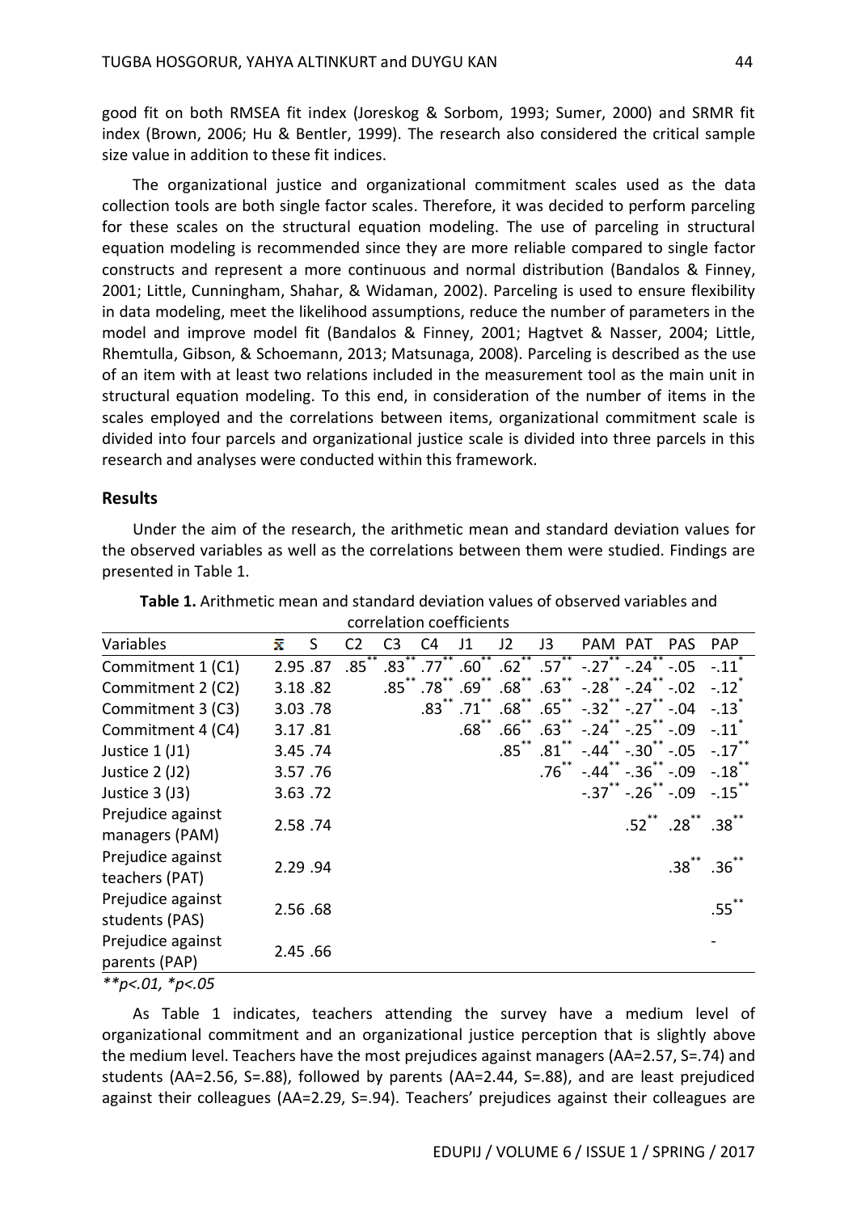good fit on both RMSEA fit index (Joreskog & Sorbom, 1993; Sumer, 2000) and SRMR fit index (Brown, 2006; Hu & Bentler, 1999). The research also considered the critical sample size value in addition to these fit indices.

The organizational justice and organizational commitment scales used as the data collection tools are both single factor scales. Therefore, it was decided to perform parceling for these scales on the structural equation modeling. The use of parceling in structural equation modeling is recommended since they are more reliable compared to single factor constructs and represent a more continuous and normal distribution (Bandalos & Finney, 2001; Little, Cunningham, Shahar, & Widaman, 2002). Parceling is used to ensure flexibility in data modeling, meet the likelihood assumptions, reduce the number of parameters in the model and improve model fit (Bandalos & Finney, 2001; Hagtvet & Nasser, 2004; Little, Rhemtulla, Gibson, & Schoemann, 2013; Matsunaga, 2008). Parceling is described as the use of an item with at least two relations included in the measurement tool as the main unit in structural equation modeling. To this end, in consideration of the number of items in the scales employed and the correlations between items, organizational commitment scale is divided into four parcels and organizational justice scale is divided into three parcels in this research and analyses were conducted within this framework.

## Results

Under the aim of the research, the arithmetic mean and standard deviation values for the observed variables as well as the correlations between them were studied. Findings are presented in Table 1.

**Table 1.** Arithmetic mean and standard deviation values of observed variables and correlation coefficients

| Variables | $\bar{x}$ | S | C2 | C3 | C4 | J1 | J2 | J3 | PAM | PAT | PAS | PAP |
|---|---|---|---|---|---|---|---|---|---|---|---|---|
| Commitment 1 (C1) | 2.95 | .87 | .85** | .83** | .77** | .60** | .62** | .57** | -.27** | -.24** | -.05 | -.11* |
| Commitment 2 (C2) | 3.18 | .82 | | .85** | .78** | .69** | .68** | .63** | -.28** | -.24** | -.02 | -.12* |
| Commitment 3 (C3) | 3.03 | .78 | | | .83** | .71** | .68** | .65** | -.32** | -.27** | -.04 | -.13* |
| Commitment 4 (C4) | 3.17 | .81 | | | | .68** | .66** | .63** | -.24** | -.25** | -.09 | -.11* |
| Justice 1 (J1) | 3.45 | .74 | | | | | .85** | .81** | -.44** | -.30** | -.05 | -.17** |
| Justice 2 (J2) | 3.57 | .76 | | | | | | .76** | -.44** | -.36** | -.09 | -.18** |
| Justice 3 (J3) | 3.63 | .72 | | | | | | | -.37** | -.26** | -.09 | -.15** |
| Prejudice against managers (PAM) | 2.58 | .74 | | | | | | | | .52** | .28** | .38** |
| Prejudice against teachers (PAT) | 2.29 | .94 | | | | | | | | | .38** | .36** |
| Prejudice against students (PAS) | 2.56 | .68 | | | | | | | | | | .55** |
| Prejudice against parents (PAP) | 2.45 | .66 | | | | | | | | | | - |

*\*\*p<.01, \*p<.05*

As Table 1 indicates, teachers attending the survey have a medium level of organizational commitment and an organizational justice perception that is slightly above the medium level. Teachers have the most prejudices against managers (AA=2.57, S=.74) and students (AA=2.56, S=.88), followed by parents (AA=2.44, S=.88), and are least prejudiced against their colleagues (AA=2.29, S=.94). Teachers' prejudices against their colleagues are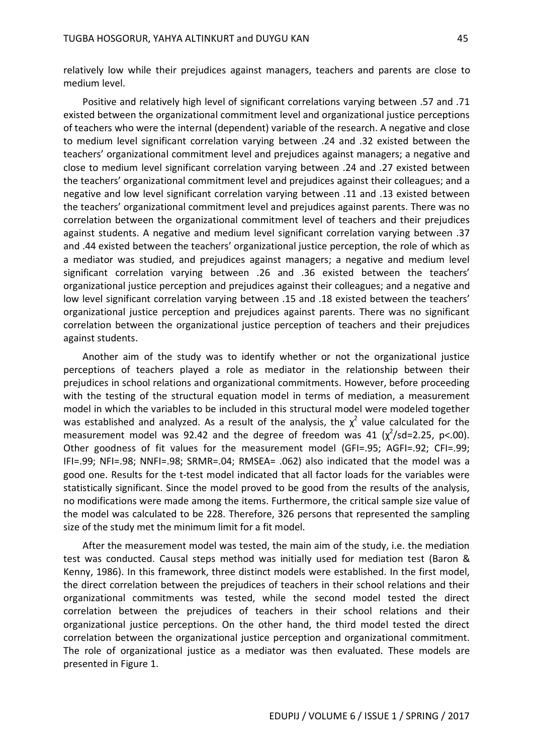relatively low while their prejudices against managers, teachers and parents are close to medium level.

Positive and relatively high level of significant correlations varying between .57 and .71 existed between the organizational commitment level and organizational justice perceptions of teachers who were the internal (dependent) variable of the research. A negative and close to medium level significant correlation varying between .24 and .32 existed between the teachers' organizational commitment level and prejudices against managers; a negative and close to medium level significant correlation varying between .24 and .27 existed between the teachers' organizational commitment level and prejudices against their colleagues; and a negative and low level significant correlation varying between .11 and .13 existed between the teachers' organizational commitment level and prejudices against parents. There was no correlation between the organizational commitment level of teachers and their prejudices against students. A negative and medium level significant correlation varying between .37 and .44 existed between the teachers' organizational justice perception, the role of which as a mediator was studied, and prejudices against managers; a negative and medium level significant correlation varying between .26 and .36 existed between the teachers' organizational justice perception and prejudices against their colleagues; and a negative and low level significant correlation varying between .15 and .18 existed between the teachers' organizational justice perception and prejudices against parents. There was no significant correlation between the organizational justice perception of teachers and their prejudices against students.

Another aim of the study was to identify whether or not the organizational justice perceptions of teachers played a role as mediator in the relationship between their prejudices in school relations and organizational commitments. However, before proceeding with the testing of the structural equation model in terms of mediation, a measurement model in which the variables to be included in this structural model were modeled together was established and analyzed. As a result of the analysis, the $\chi^2$ value calculated for the measurement model was 92.42 and the degree of freedom was 41 ($\chi^2$/sd=2.25, p<.00). Other goodness of fit values for the measurement model (GFI=.95; AGFI=.92; CFI=.99; IFI=.99; NFI=.98; NNFI=.98; SRMR=.04; RMSEA= .062) also indicated that the model was a good one. Results for the t-test model indicated that all factor loads for the variables were statistically significant. Since the model proved to be good from the results of the analysis, no modifications were made among the items. Furthermore, the critical sample size value of the model was calculated to be 228. Therefore, 326 persons that represented the sampling size of the study met the minimum limit for a fit model.

After the measurement model was tested, the main aim of the study, i.e. the mediation test was conducted. Causal steps method was initially used for mediation test (Baron & Kenny, 1986). In this framework, three distinct models were established. In the first model, the direct correlation between the prejudices of teachers in their school relations and their organizational commitments was tested, while the second model tested the direct correlation between the prejudices of teachers in their school relations and their organizational justice perceptions. On the other hand, the third model tested the direct correlation between the organizational justice perception and organizational commitment. The role of organizational justice as a mediator was then evaluated. These models are presented in Figure 1.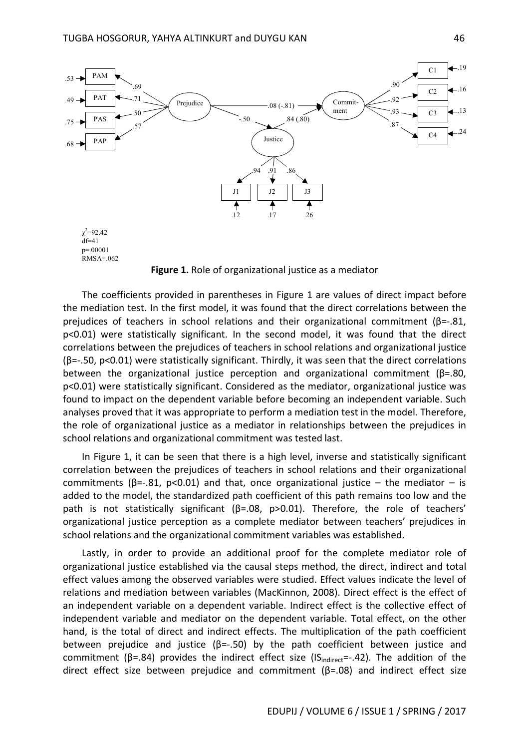$\chi^2=92.42$
df=41
p=.00001
RMSA=.062

**Figure 1.** Role of organizational justice as a mediator

The coefficients provided in parentheses in Figure 1 are values of direct impact before the mediation test. In the first model, it was found that the direct correlations between the prejudices of teachers in school relations and their organizational commitment (β=-.81, p<0.01) were statistically significant. In the second model, it was found that the direct correlations between the prejudices of teachers in school relations and organizational justice (β=-.50, p<0.01) were statistically significant. Thirdly, it was seen that the direct correlations between the organizational justice perception and organizational commitment (β=.80, p<0.01) were statistically significant. Considered as the mediator, organizational justice was found to impact on the dependent variable before becoming an independent variable. Such analyses proved that it was appropriate to perform a mediation test in the model. Therefore, the role of organizational justice as a mediator in relationships between the prejudices in school relations and organizational commitment was tested last.

In Figure 1, it can be seen that there is a high level, inverse and statistically significant correlation between the prejudices of teachers in school relations and their organizational commitments (β=-.81, p<0.01) and that, once organizational justice – the mediator – is added to the model, the standardized path coefficient of this path remains too low and the path is not statistically significant (β=.08, p>0.01). Therefore, the role of teachers' organizational justice perception as a complete mediator between teachers' prejudices in school relations and the organizational commitment variables was established.

Lastly, in order to provide an additional proof for the complete mediator role of organizational justice established via the causal steps method, the direct, indirect and total effect values among the observed variables were studied. Effect values indicate the level of relations and mediation between variables (MacKinnon, 2008). Direct effect is the effect of an independent variable on a dependent variable. Indirect effect is the collective effect of independent variable and mediator on the dependent variable. Total effect, on the other hand, is the total of direct and indirect effects. The multiplication of the path coefficient between prejudice and justice (β=-.50) by the path coefficient between justice and commitment (β=.84) provides the indirect effect size ($IS_{indirect}$=-.42). The addition of the direct effect size between prejudice and commitment (β=.08) and indirect effect size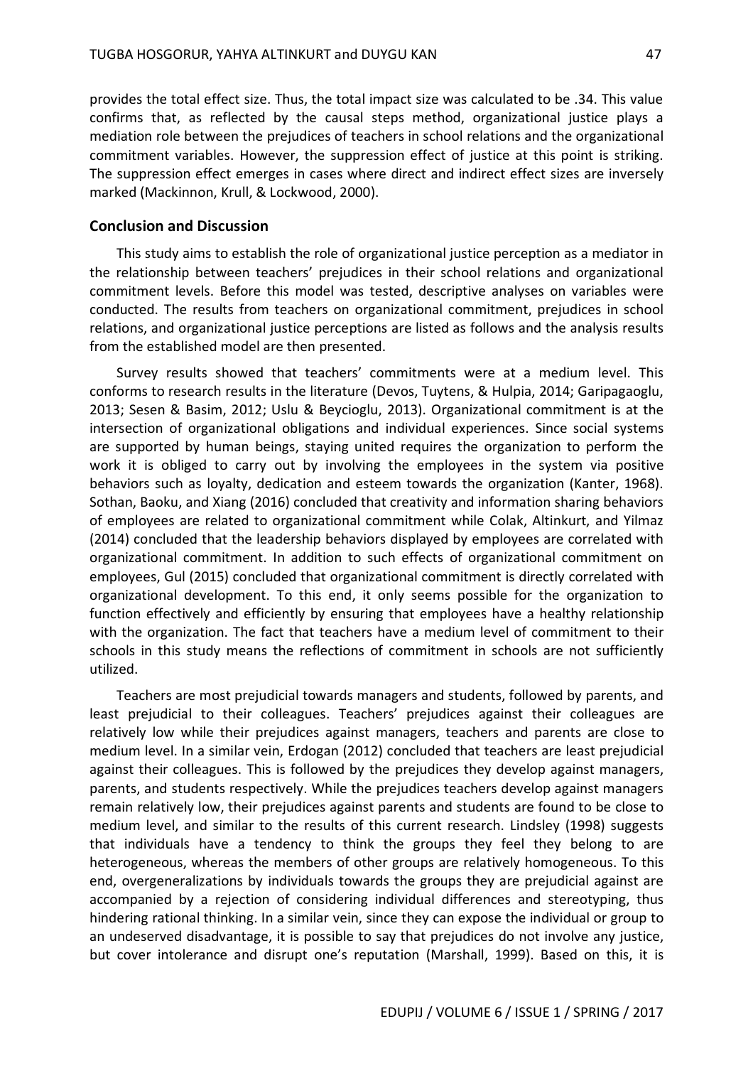provides the total effect size. Thus, the total impact size was calculated to be .34. This value confirms that, as reflected by the causal steps method, organizational justice plays a mediation role between the prejudices of teachers in school relations and the organizational commitment variables. However, the suppression effect of justice at this point is striking. The suppression effect emerges in cases where direct and indirect effect sizes are inversely marked (Mackinnon, Krull, & Lockwood, 2000).

## Conclusion and Discussion

This study aims to establish the role of organizational justice perception as a mediator in the relationship between teachers' prejudices in their school relations and organizational commitment levels. Before this model was tested, descriptive analyses on variables were conducted. The results from teachers on organizational commitment, prejudices in school relations, and organizational justice perceptions are listed as follows and the analysis results from the established model are then presented.

Survey results showed that teachers' commitments were at a medium level. This conforms to research results in the literature (Devos, Tuytens, & Hulpia, 2014; Garipagaoglu, 2013; Sesen & Basim, 2012; Uslu & Beycioglu, 2013). Organizational commitment is at the intersection of organizational obligations and individual experiences. Since social systems are supported by human beings, staying united requires the organization to perform the work it is obliged to carry out by involving the employees in the system via positive behaviors such as loyalty, dedication and esteem towards the organization (Kanter, 1968). Sothan, Baoku, and Xiang (2016) concluded that creativity and information sharing behaviors of employees are related to organizational commitment while Colak, Altinkurt, and Yilmaz (2014) concluded that the leadership behaviors displayed by employees are correlated with organizational commitment. In addition to such effects of organizational commitment on employees, Gul (2015) concluded that organizational commitment is directly correlated with organizational development. To this end, it only seems possible for the organization to function effectively and efficiently by ensuring that employees have a healthy relationship with the organization. The fact that teachers have a medium level of commitment to their schools in this study means the reflections of commitment in schools are not sufficiently utilized.

Teachers are most prejudicial towards managers and students, followed by parents, and least prejudicial to their colleagues. Teachers' prejudices against their colleagues are relatively low while their prejudices against managers, teachers and parents are close to medium level. In a similar vein, Erdogan (2012) concluded that teachers are least prejudicial against their colleagues. This is followed by the prejudices they develop against managers, parents, and students respectively. While the prejudices teachers develop against managers remain relatively low, their prejudices against parents and students are found to be close to medium level, and similar to the results of this current research. Lindsley (1998) suggests that individuals have a tendency to think the groups they feel they belong to are heterogeneous, whereas the members of other groups are relatively homogeneous. To this end, overgeneralizations by individuals towards the groups they are prejudicial against are accompanied by a rejection of considering individual differences and stereotyping, thus hindering rational thinking. In a similar vein, since they can expose the individual or group to an undeserved disadvantage, it is possible to say that prejudices do not involve any justice, but cover intolerance and disrupt one's reputation (Marshall, 1999). Based on this, it is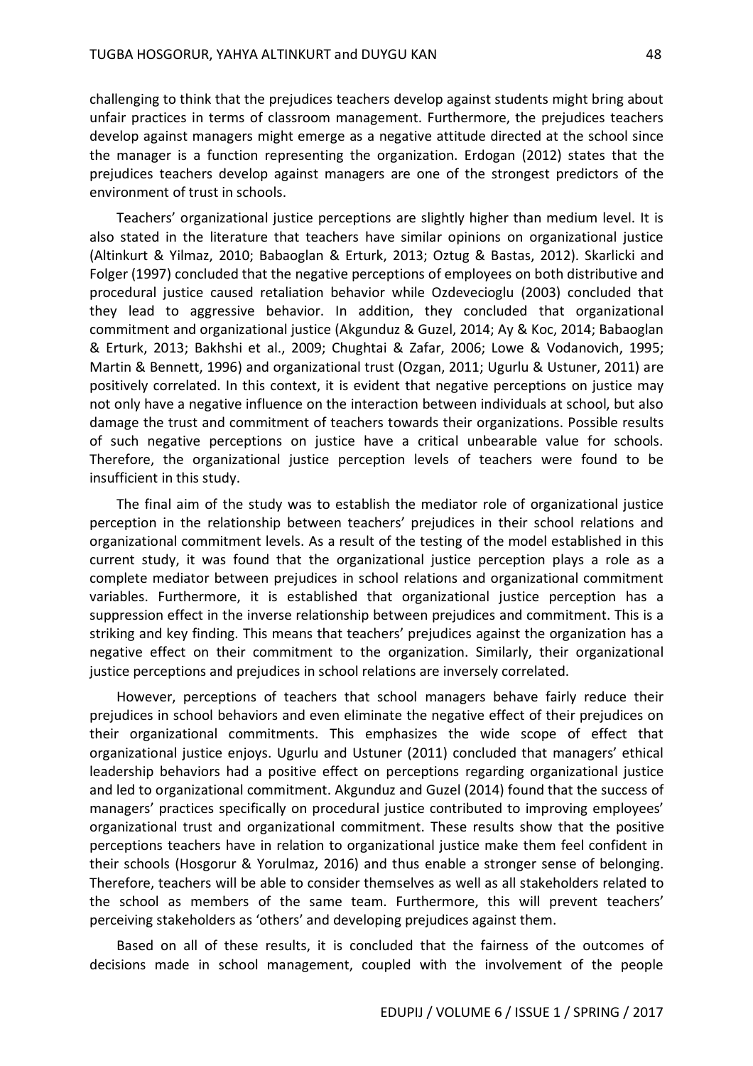challenging to think that the prejudices teachers develop against students might bring about unfair practices in terms of classroom management. Furthermore, the prejudices teachers develop against managers might emerge as a negative attitude directed at the school since the manager is a function representing the organization. Erdogan (2012) states that the prejudices teachers develop against managers are one of the strongest predictors of the environment of trust in schools.

Teachers' organizational justice perceptions are slightly higher than medium level. It is also stated in the literature that teachers have similar opinions on organizational justice (Altinkurt & Yilmaz, 2010; Babaoglan & Erturk, 2013; Oztug & Bastas, 2012). Skarlicki and Folger (1997) concluded that the negative perceptions of employees on both distributive and procedural justice caused retaliation behavior while Ozdevecioglu (2003) concluded that they lead to aggressive behavior. In addition, they concluded that organizational commitment and organizational justice (Akgunduz & Guzel, 2014; Ay & Koc, 2014; Babaoglan & Erturk, 2013; Bakhshi et al., 2009; Chughtai & Zafar, 2006; Lowe & Vodanovich, 1995; Martin & Bennett, 1996) and organizational trust (Ozgan, 2011; Ugurlu & Ustuner, 2011) are positively correlated. In this context, it is evident that negative perceptions on justice may not only have a negative influence on the interaction between individuals at school, but also damage the trust and commitment of teachers towards their organizations. Possible results of such negative perceptions on justice have a critical unbearable value for schools. Therefore, the organizational justice perception levels of teachers were found to be insufficient in this study.

The final aim of the study was to establish the mediator role of organizational justice perception in the relationship between teachers' prejudices in their school relations and organizational commitment levels. As a result of the testing of the model established in this current study, it was found that the organizational justice perception plays a role as a complete mediator between prejudices in school relations and organizational commitment variables. Furthermore, it is established that organizational justice perception has a suppression effect in the inverse relationship between prejudices and commitment. This is a striking and key finding. This means that teachers' prejudices against the organization has a negative effect on their commitment to the organization. Similarly, their organizational justice perceptions and prejudices in school relations are inversely correlated.

However, perceptions of teachers that school managers behave fairly reduce their prejudices in school behaviors and even eliminate the negative effect of their prejudices on their organizational commitments. This emphasizes the wide scope of effect that organizational justice enjoys. Ugurlu and Ustuner (2011) concluded that managers' ethical leadership behaviors had a positive effect on perceptions regarding organizational justice and led to organizational commitment. Akgunduz and Guzel (2014) found that the success of managers' practices specifically on procedural justice contributed to improving employees' organizational trust and organizational commitment. These results show that the positive perceptions teachers have in relation to organizational justice make them feel confident in their schools (Hosgorur & Yorulmaz, 2016) and thus enable a stronger sense of belonging. Therefore, teachers will be able to consider themselves as well as all stakeholders related to the school as members of the same team. Furthermore, this will prevent teachers' perceiving stakeholders as 'others' and developing prejudices against them.

Based on all of these results, it is concluded that the fairness of the outcomes of decisions made in school management, coupled with the involvement of the people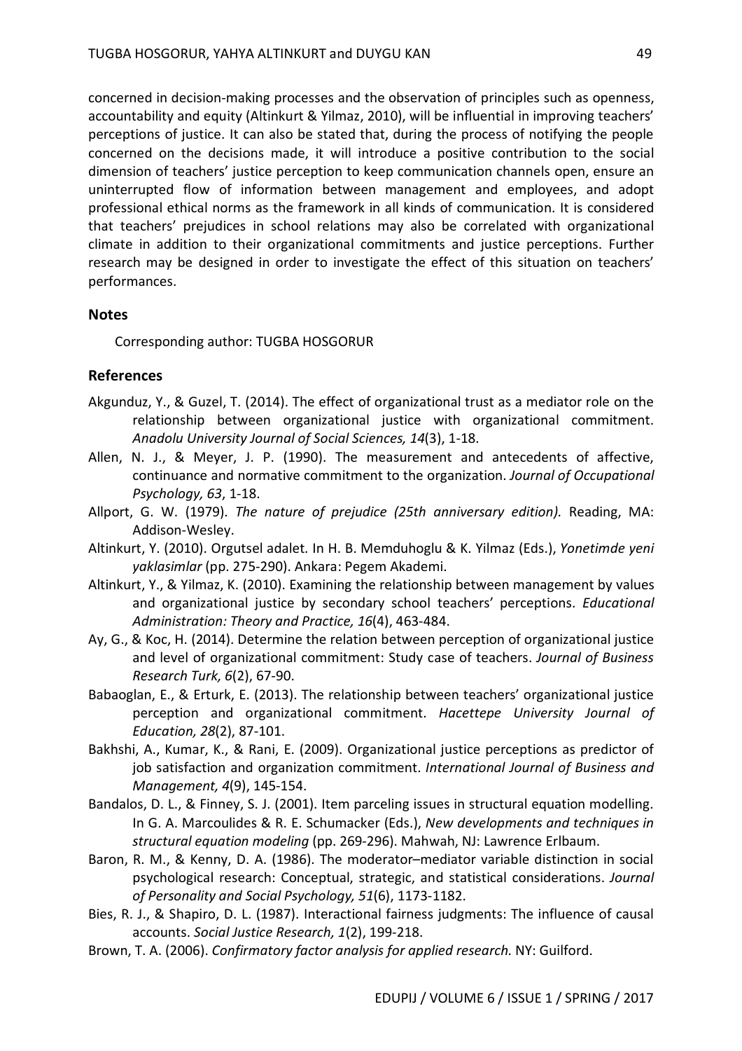concerned in decision-making processes and the observation of principles such as openness, accountability and equity (Altinkurt & Yilmaz, 2010), will be influential in improving teachers' perceptions of justice. It can also be stated that, during the process of notifying the people concerned on the decisions made, it will introduce a positive contribution to the social dimension of teachers' justice perception to keep communication channels open, ensure an uninterrupted flow of information between management and employees, and adopt professional ethical norms as the framework in all kinds of communication. It is considered that teachers' prejudices in school relations may also be correlated with organizational climate in addition to their organizational commitments and justice perceptions. Further research may be designed in order to investigate the effect of this situation on teachers' performances.

## Notes

Corresponding author: TUGBA HOSGORUR

## References

Akgunduz, Y., & Guzel, T. (2014). The effect of organizational trust as a mediator role on the relationship between organizational justice with organizational commitment. *Anadolu University Journal of Social Sciences, 14*(3), 1-18.

Allen, N. J., & Meyer, J. P. (1990). The measurement and antecedents of affective, continuance and normative commitment to the organization. *Journal of Occupational Psychology, 63*, 1-18.

Allport, G. W. (1979). *The nature of prejudice (25th anniversary edition).* Reading, MA: Addison-Wesley.

Altinkurt, Y. (2010). Orgutsel adalet. In H. B. Memduhoglu & K. Yilmaz (Eds.), *Yonetimde yeni yaklasimlar* (pp. 275-290). Ankara: Pegem Akademi.

Altinkurt, Y., & Yilmaz, K. (2010). Examining the relationship between management by values and organizational justice by secondary school teachers' perceptions. *Educational Administration: Theory and Practice, 16*(4), 463-484.

Ay, G., & Koc, H. (2014). Determine the relation between perception of organizational justice and level of organizational commitment: Study case of teachers. *Journal of Business Research Turk, 6*(2), 67-90.

Babaoglan, E., & Erturk, E. (2013). The relationship between teachers' organizational justice perception and organizational commitment. *Hacettepe University Journal of Education, 28*(2), 87-101.

Bakhshi, A., Kumar, K., & Rani, E. (2009). Organizational justice perceptions as predictor of job satisfaction and organization commitment. *International Journal of Business and Management, 4*(9), 145-154.

Bandalos, D. L., & Finney, S. J. (2001). Item parceling issues in structural equation modelling. In G. A. Marcoulides & R. E. Schumacker (Eds.), *New developments and techniques in structural equation modeling* (pp. 269-296). Mahwah, NJ: Lawrence Erlbaum.

Baron, R. M., & Kenny, D. A. (1986). The moderator–mediator variable distinction in social psychological research: Conceptual, strategic, and statistical considerations. *Journal of Personality and Social Psychology, 51*(6), 1173-1182.

Bies, R. J., & Shapiro, D. L. (1987). Interactional fairness judgments: The influence of causal accounts. *Social Justice Research, 1*(2), 199-218.

Brown, T. A. (2006). *Confirmatory factor analysis for applied research.* NY: Guilford.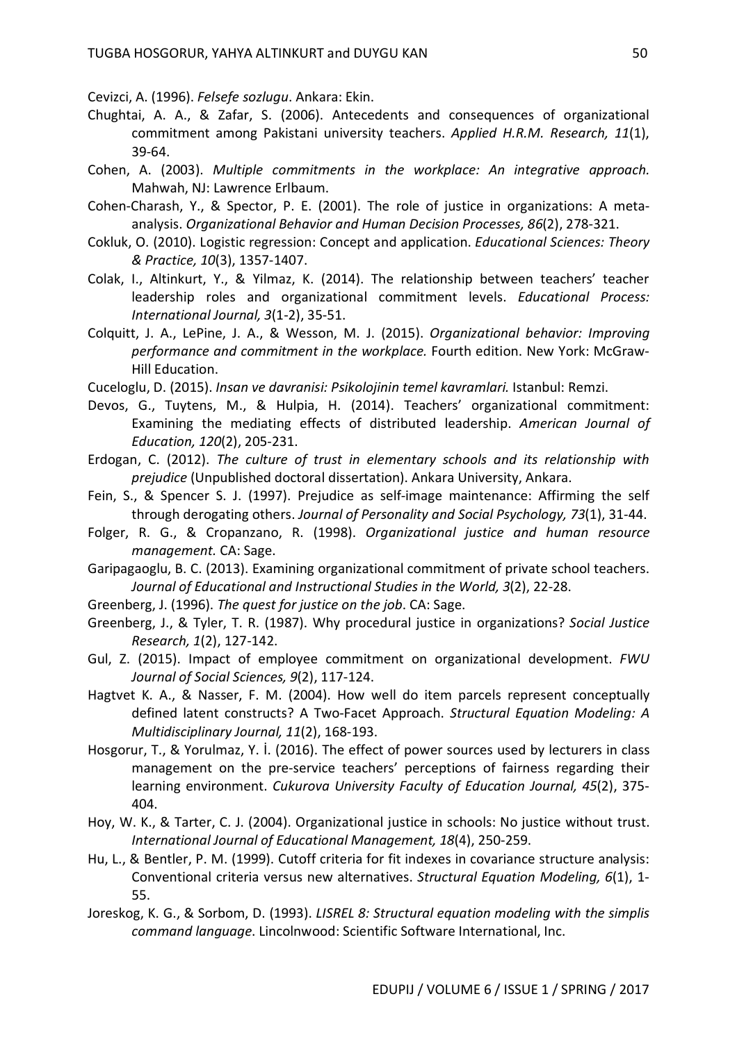Cevizci, A. (1996). *Felsefe sozlugu*. Ankara: Ekin.

Chughtai, A. A., & Zafar, S. (2006). Antecedents and consequences of organizational commitment among Pakistani university teachers. *Applied H.R.M. Research, 11*(1), 39-64.

Cohen, A. (2003). *Multiple commitments in the workplace: An integrative approach.* Mahwah, NJ: Lawrence Erlbaum.

Cohen-Charash, Y., & Spector, P. E. (2001). The role of justice in organizations: A meta-analysis. *Organizational Behavior and Human Decision Processes, 86*(2), 278-321.

Cokluk, O. (2010). Logistic regression: Concept and application. *Educational Sciences: Theory & Practice, 10*(3), 1357-1407.

Colak, I., Altinkurt, Y., & Yilmaz, K. (2014). The relationship between teachers' teacher leadership roles and organizational commitment levels. *Educational Process: International Journal, 3*(1-2), 35-51.

Colquitt, J. A., LePine, J. A., & Wesson, M. J. (2015). *Organizational behavior: Improving performance and commitment in the workplace.* Fourth edition. New York: McGraw-Hill Education.

Cuceloglu, D. (2015). *Insan ve davranisi: Psikolojinin temel kavramlari.* Istanbul: Remzi.

Devos, G., Tuytens, M., & Hulpia, H. (2014). Teachers' organizational commitment: Examining the mediating effects of distributed leadership. *American Journal of Education, 120*(2), 205-231.

Erdogan, C. (2012). *The culture of trust in elementary schools and its relationship with prejudice* (Unpublished doctoral dissertation). Ankara University, Ankara.

Fein, S., & Spencer S. J. (1997). Prejudice as self-image maintenance: Affirming the self through derogating others. *Journal of Personality and Social Psychology, 73*(1), 31-44.

Folger, R. G., & Cropanzano, R. (1998). *Organizational justice and human resource management.* CA: Sage.

Garipagaoglu, B. C. (2013). Examining organizational commitment of private school teachers. *Journal of Educational and Instructional Studies in the World, 3*(2), 22-28.

Greenberg, J. (1996). *The quest for justice on the job*. CA: Sage.

Greenberg, J., & Tyler, T. R. (1987). Why procedural justice in organizations? *Social Justice Research, 1*(2), 127-142.

Gul, Z. (2015). Impact of employee commitment on organizational development. *FWU Journal of Social Sciences, 9*(2), 117-124.

Hagtvet K. A., & Nasser, F. M. (2004). How well do item parcels represent conceptually defined latent constructs? A Two-Facet Approach. *Structural Equation Modeling: A Multidisciplinary Journal, 11*(2), 168-193.

Hosgorur, T., & Yorulmaz, Y. İ. (2016). The effect of power sources used by lecturers in class management on the pre-service teachers' perceptions of fairness regarding their learning environment. *Cukurova University Faculty of Education Journal, 45*(2), 375-404.

Hoy, W. K., & Tarter, C. J. (2004). Organizational justice in schools: No justice without trust. *International Journal of Educational Management, 18*(4), 250-259.

Hu, L., & Bentler, P. M. (1999). Cutoff criteria for fit indexes in covariance structure analysis: Conventional criteria versus new alternatives. *Structural Equation Modeling, 6*(1), 1-55.

Joreskog, K. G., & Sorbom, D. (1993). *LISREL 8: Structural equation modeling with the simplis command language.* Lincolnwood: Scientific Software International, Inc.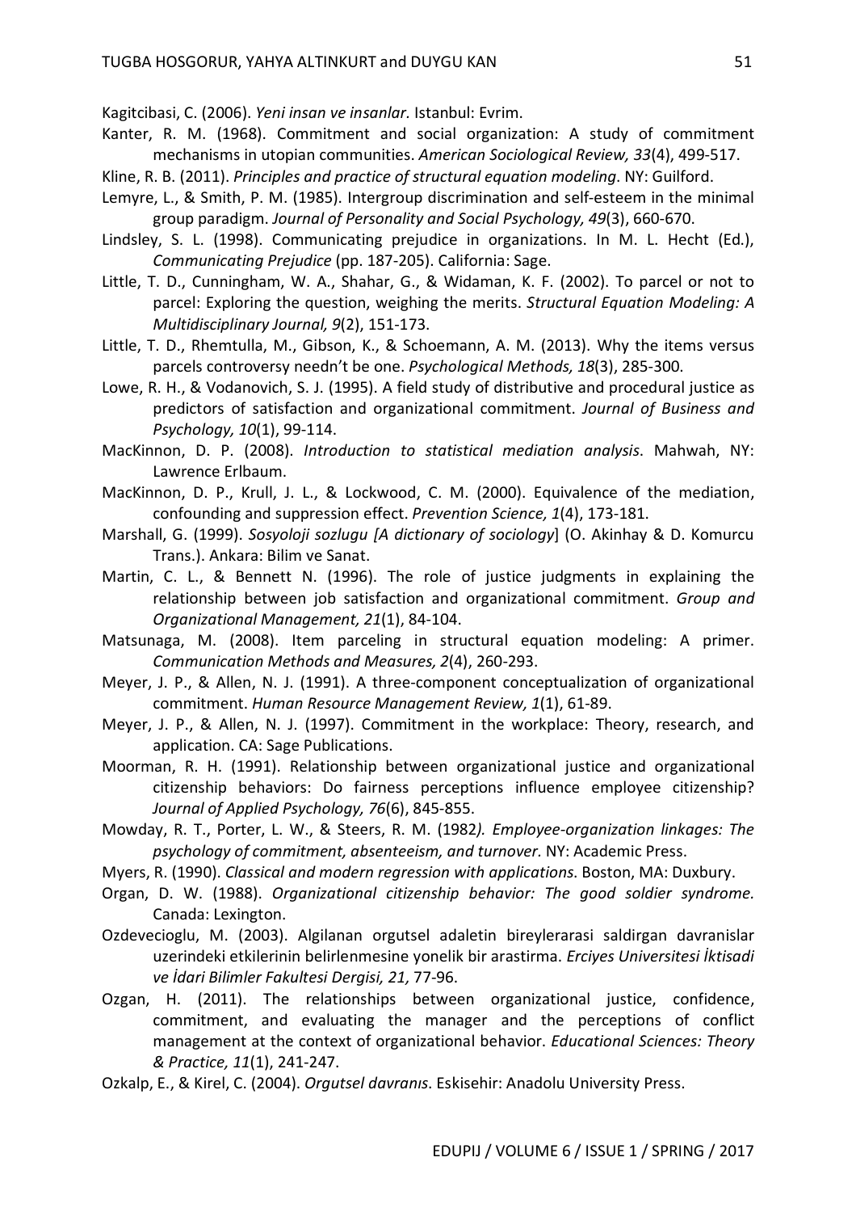Kagitcibasi, C. (2006). *Yeni insan ve insanlar.* Istanbul: Evrim.

Kanter, R. M. (1968). Commitment and social organization: A study of commitment mechanisms in utopian communities. *American Sociological Review, 33*(4), 499-517.

Kline, R. B. (2011). *Principles and practice of structural equation modeling*. NY: Guilford.

Lemyre, L., & Smith, P. M. (1985). Intergroup discrimination and self-esteem in the minimal group paradigm. *Journal of Personality and Social Psychology, 49*(3), 660-670.

Lindsley, S. L. (1998). Communicating prejudice in organizations. In M. L. Hecht (Ed.), *Communicating Prejudice* (pp. 187-205). California: Sage.

Little, T. D., Cunningham, W. A., Shahar, G., & Widaman, K. F. (2002). To parcel or not to parcel: Exploring the question, weighing the merits. *Structural Equation Modeling: A Multidisciplinary Journal, 9*(2), 151-173.

Little, T. D., Rhemtulla, M., Gibson, K., & Schoemann, A. M. (2013). Why the items versus parcels controversy needn't be one. *Psychological Methods, 18*(3), 285-300.

Lowe, R. H., & Vodanovich, S. J. (1995). A field study of distributive and procedural justice as predictors of satisfaction and organizational commitment. *Journal of Business and Psychology, 10*(1), 99-114.

MacKinnon, D. P. (2008). *Introduction to statistical mediation analysis*. Mahwah, NY: Lawrence Erlbaum.

MacKinnon, D. P., Krull, J. L., & Lockwood, C. M. (2000). Equivalence of the mediation, confounding and suppression effect. *Prevention Science, 1*(4), 173-181.

Marshall, G. (1999). *Sosyoloji sozlugu [A dictionary of sociology*] (O. Akinhay & D. Komurcu Trans.). Ankara: Bilim ve Sanat.

Martin, C. L., & Bennett N. (1996). The role of justice judgments in explaining the relationship between job satisfaction and organizational commitment. *Group and Organizational Management, 21*(1), 84-104.

Matsunaga, M. (2008). Item parceling in structural equation modeling: A primer. *Communication Methods and Measures, 2*(4), 260-293.

Meyer, J. P., & Allen, N. J. (1991). A three-component conceptualization of organizational commitment. *Human Resource Management Review, 1*(1), 61-89.

Meyer, J. P., & Allen, N. J. (1997). Commitment in the workplace: Theory, research, and application. CA: Sage Publications.

Moorman, R. H. (1991). Relationship between organizational justice and organizational citizenship behaviors: Do fairness perceptions influence employee citizenship? *Journal of Applied Psychology, 76*(6), 845-855.

Mowday, R. T., Porter, L. W., & Steers, R. M. (1982*). Employee-organization linkages: The psychology of commitment, absenteeism, and turnover*. NY: Academic Press.

Myers, R. (1990). *Classical and modern regression with applications*. Boston, MA: Duxbury.

Organ, D. W. (1988). *Organizational citizenship behavior: The good soldier syndrome.* Canada: Lexington.

Ozdevecioglu, M. (2003). Algilanan orgutsel adaletin bireylerarasi saldirgan davranislar uzerindeki etkilerinin belirlenmesine yonelik bir arastirma. *Erciyes Universitesi İktisadi ve İdari Bilimler Fakultesi Dergisi, 21,* 77-96.

Ozgan, H. (2011). The relationships between organizational justice, confidence, commitment, and evaluating the manager and the perceptions of conflict management at the context of organizational behavior. *Educational Sciences: Theory & Practice, 11*(1), 241-247.

Ozkalp, E., & Kirel, C. (2004). *Orgutsel davranıs*. Eskisehir: Anadolu University Press.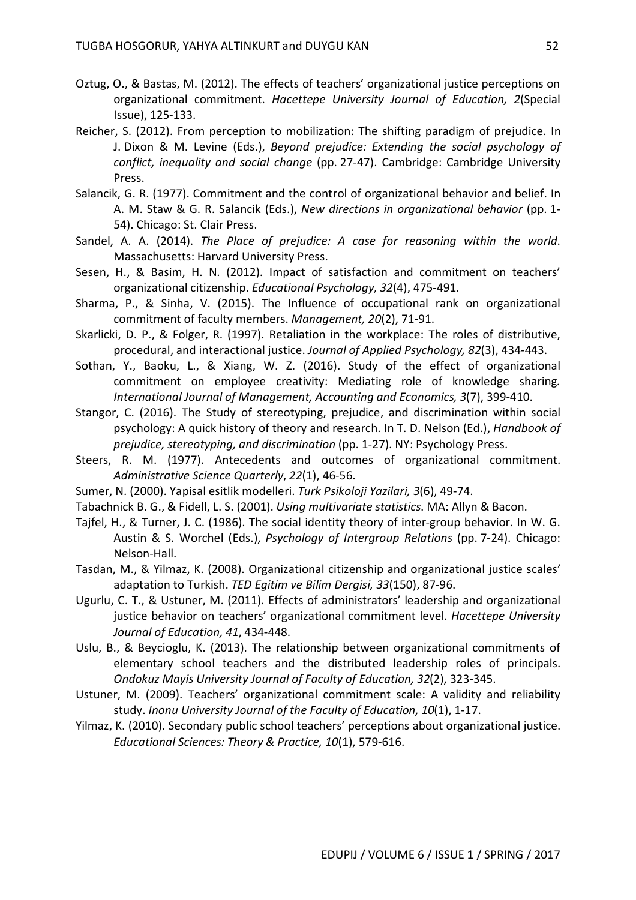Oztug, O., & Bastas, M. (2012). The effects of teachers' organizational justice perceptions on organizational commitment. *Hacettepe University Journal of Education, 2*(Special Issue), 125-133.

Reicher, S. (2012). From perception to mobilization: The shifting paradigm of prejudice. In J. Dixon & M. Levine (Eds.), *Beyond prejudice: Extending the social psychology of conflict, inequality and social change* (pp. 27-47). Cambridge: Cambridge University Press.

Salancik, G. R. (1977). Commitment and the control of organizational behavior and belief. In A. M. Staw & G. R. Salancik (Eds.), *New directions in organizational behavior* (pp. 1-54). Chicago: St. Clair Press.

Sandel, A. A. (2014). *The Place of prejudice: A case for reasoning within the world*. Massachusetts: Harvard University Press.

Sesen, H., & Basim, H. N. (2012). Impact of satisfaction and commitment on teachers' organizational citizenship. *Educational Psychology, 32*(4), 475-491.

Sharma, P., & Sinha, V. (2015). The Influence of occupational rank on organizational commitment of faculty members. *Management, 20*(2), 71-91.

Skarlicki, D. P., & Folger, R. (1997). Retaliation in the workplace: The roles of distributive, procedural, and interactional justice. *Journal of Applied Psychology, 82*(3), 434-443.

Sothan, Y., Baoku, L., & Xiang, W. Z. (2016). Study of the effect of organizational commitment on employee creativity: Mediating role of knowledge sharing. *International Journal of Management, Accounting and Economics, 3*(7), 399-410.

Stangor, C. (2016). The Study of stereotyping, prejudice, and discrimination within social psychology: A quick history of theory and research. In T. D. Nelson (Ed.), *Handbook of prejudice, stereotyping, and discrimination* (pp. 1-27). NY: Psychology Press.

Steers, R. M. (1977). Antecedents and outcomes of organizational commitment. *Administrative Science Quarterly*, *22*(1), 46-56.

Sumer, N. (2000). Yapisal esitlik modelleri. *Turk Psikoloji Yazilari, 3*(6), 49-74.

Tabachnick B. G., & Fidell, L. S. (2001). *Using multivariate statistics*. MA: Allyn & Bacon.

Tajfel, H., & Turner, J. C. (1986). The social identity theory of inter-group behavior. In W. G. Austin & S. Worchel (Eds.), *Psychology of Intergroup Relations* (pp. 7-24). Chicago: Nelson-Hall.

Tasdan, M., & Yilmaz, K. (2008). Organizational citizenship and organizational justice scales' adaptation to Turkish. *TED Egitim ve Bilim Dergisi, 33*(150), 87-96.

Ugurlu, C. T., & Ustuner, M. (2011). Effects of administrators' leadership and organizational justice behavior on teachers' organizational commitment level. *Hacettepe University Journal of Education, 41*, 434-448.

Uslu, B., & Beycioglu, K. (2013). The relationship between organizational commitments of elementary school teachers and the distributed leadership roles of principals. *Ondokuz Mayis University Journal of Faculty of Education, 32*(2), 323-345.

Ustuner, M. (2009). Teachers' organizational commitment scale: A validity and reliability study. *Inonu University Journal of the Faculty of Education, 10*(1), 1-17.

Yilmaz, K. (2010). Secondary public school teachers' perceptions about organizational justice. *Educational Sciences: Theory & Practice, 10*(1), 579-616.